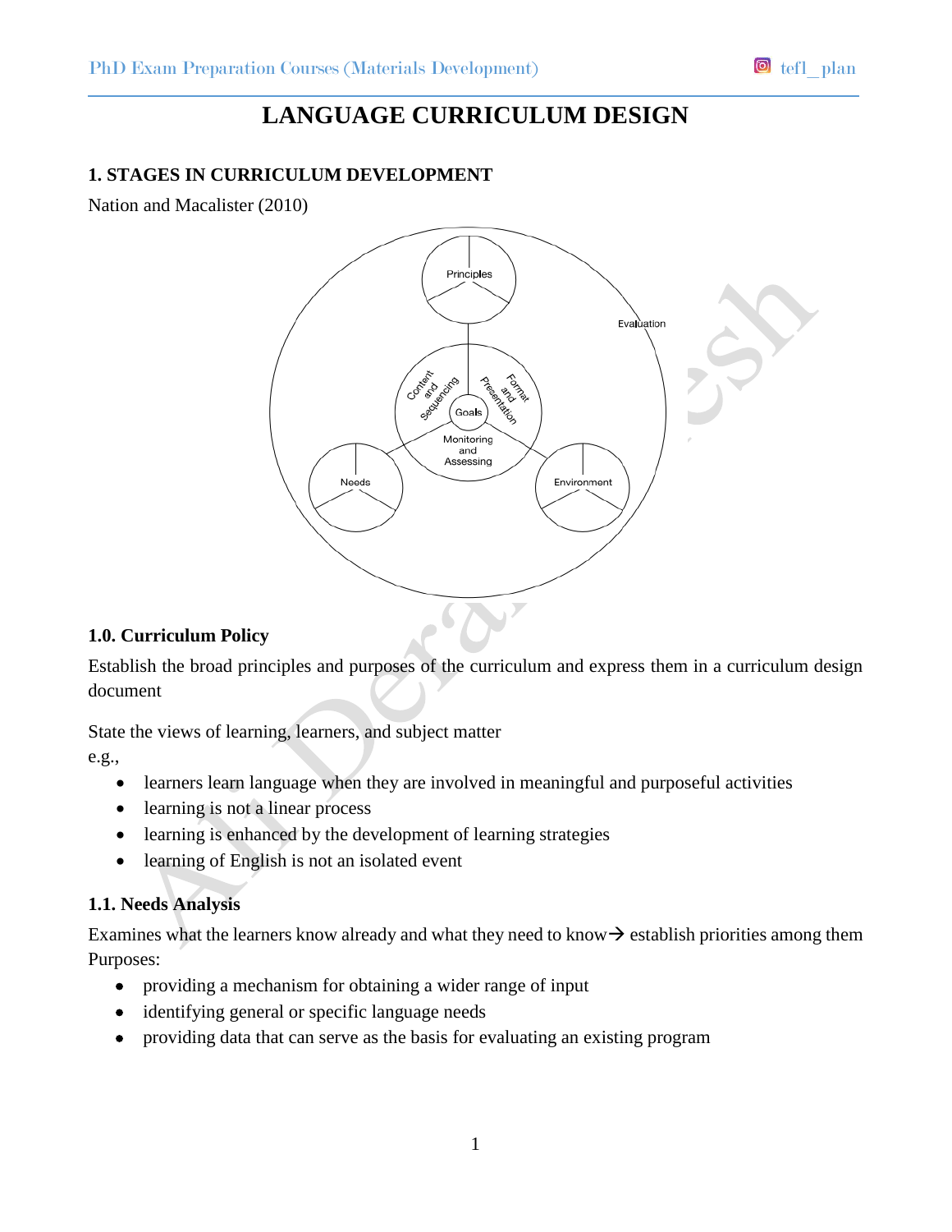# LANGUAGE CURRICULUM DESIGN

## 1. STAGES IN CURRICULUM DEVELOPMENT

Nation and Macalister (2010)

### 1.0. Curriculum Policy

Establish the broad principles and purposes of the curriculum and express them in a curriculum design document

State the views of learning, learners, and subject matter

e.g.,

- learners learn language when they are involved in meaningful and purposeful activities
- learning is not a linear process
- learning is enhanced by the development of learning strategies
- learning of English is not an isolated event

### 1.1. Needs Analysis

Examines what the learners know already and what they need to know→ establish priorities among them

Purposes:

- providing a mechanism for obtaining a wider range of input
- identifying general or specific language needs
- providing data that can serve as the basis for evaluating an existing program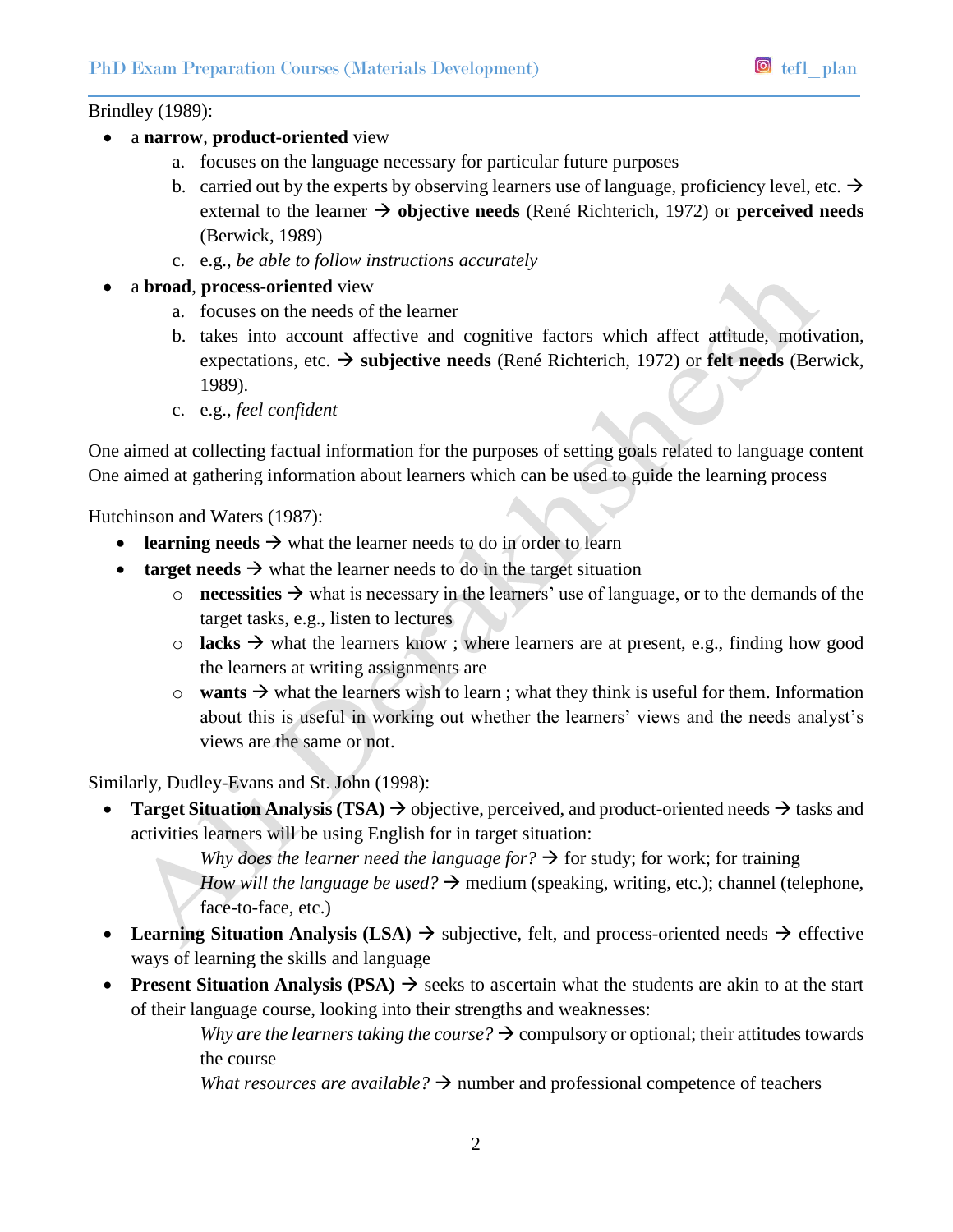Brindley (1989):

- a **narrow**, **product-oriented** view
  a. focuses on the language necessary for particular future purposes
  b. carried out by the experts by observing learners use of language, proficiency level, etc. → external to the learner → **objective needs** (René Richterich, 1972) or **perceived needs** (Berwick, 1989)
  c. e.g., *be able to follow instructions accurately*
- a **broad**, **process-oriented** view
  a. focuses on the needs of the learner
  b. takes into account affective and cognitive factors which affect attitude, motivation, expectations, etc. → **subjective needs** (René Richterich, 1972) or **felt needs** (Berwick, 1989).
  c. e.g., *feel confident*

One aimed at collecting factual information for the purposes of setting goals related to language content
One aimed at gathering information about learners which can be used to guide the learning process

Hutchinson and Waters (1987):

- **learning needs** → what the learner needs to do in order to learn
- **target needs** → what the learner needs to do in the target situation
  - **necessities** → what is necessary in the learners' use of language, or to the demands of the target tasks, e.g., listen to lectures
  - **lacks** → what the learners know ; where learners are at present, e.g., finding how good the learners at writing assignments are
  - **wants** → what the learners wish to learn ; what they think is useful for them. Information about this is useful in working out whether the learners' views and the needs analyst's views are the same or not.

Similarly, Dudley-Evans and St. John (1998):

- **Target Situation Analysis (TSA)** → objective, perceived, and product-oriented needs → tasks and activities learners will be using English for in target situation:

  *Why does the learner need the language for?* → for study; for work; for training
  *How will the language be used?* → medium (speaking, writing, etc.); channel (telephone, face-to-face, etc.)

- **Learning Situation Analysis (LSA)** → subjective, felt, and process-oriented needs → effective ways of learning the skills and language
- **Present Situation Analysis (PSA)** → seeks to ascertain what the students are akin to at the start of their language course, looking into their strengths and weaknesses:

  *Why are the learners taking the course?* → compulsory or optional; their attitudes towards the course
  *What resources are available?* → number and professional competence of teachers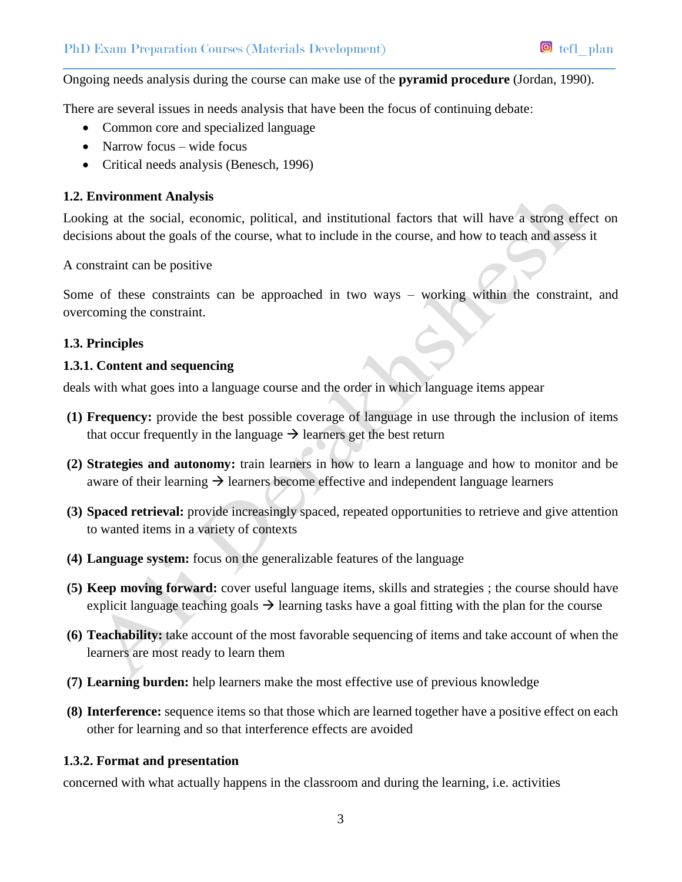Ongoing needs analysis during the course can make use of the **pyramid procedure** (Jordan, 1990).

There are several issues in needs analysis that have been the focus of continuing debate:

- Common core and specialized language
- Narrow focus – wide focus
- Critical needs analysis (Benesch, 1996)

### 1.2. Environment Analysis

Looking at the social, economic, political, and institutional factors that will have a strong effect on decisions about the goals of the course, what to include in the course, and how to teach and assess it

A constraint can be positive

Some of these constraints can be approached in two ways – working within the constraint, and overcoming the constraint.

### 1.3. Principles

#### 1.3.1. Content and sequencing

deals with what goes into a language course and the order in which language items appear

**(1) Frequency:** provide the best possible coverage of language in use through the inclusion of items that occur frequently in the language → learners get the best return

**(2) Strategies and autonomy:** train learners in how to learn a language and how to monitor and be aware of their learning → learners become effective and independent language learners

**(3) Spaced retrieval:** provide increasingly spaced, repeated opportunities to retrieve and give attention to wanted items in a variety of contexts

**(4) Language system:** focus on the generalizable features of the language

**(5) Keep moving forward:** cover useful language items, skills and strategies ; the course should have explicit language teaching goals → learning tasks have a goal fitting with the plan for the course

**(6) Teachability:** take account of the most favorable sequencing of items and take account of when the learners are most ready to learn them

**(7) Learning burden:** help learners make the most effective use of previous knowledge

**(8) Interference:** sequence items so that those which are learned together have a positive effect on each other for learning and so that interference effects are avoided

#### 1.3.2. Format and presentation

concerned with what actually happens in the classroom and during the learning, i.e. activities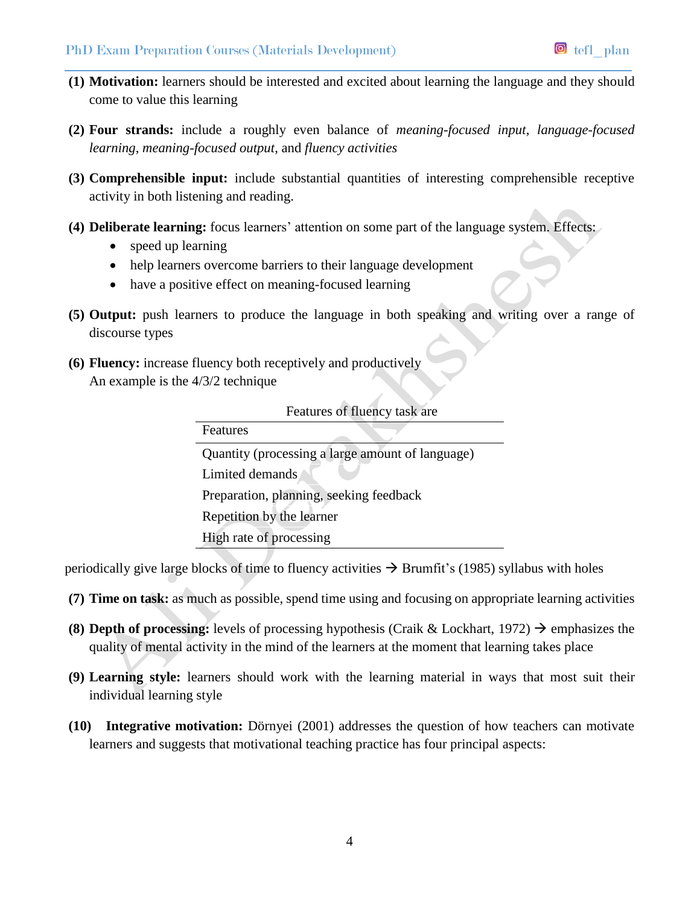**(1) Motivation:** learners should be interested and excited about learning the language and they should come to value this learning

**(2) Four strands:** include a roughly even balance of *meaning-focused input*, *language-focused learning*, *meaning-focused output*, and *fluency activities*

**(3) Comprehensible input:** include substantial quantities of interesting comprehensible receptive activity in both listening and reading.

**(4) Deliberate learning:** focus learners' attention on some part of the language system. Effects:

- speed up learning
- help learners overcome barriers to their language development
- have a positive effect on meaning-focused learning

**(5) Output:** push learners to produce the language in both speaking and writing over a range of discourse types

**(6) Fluency:** increase fluency both receptively and productively
An example is the 4/3/2 technique

Features of fluency task are

| Features |
|---|
| Quantity (processing a large amount of language) |
| Limited demands |
| Preparation, planning, seeking feedback |
| Repetition by the learner |
| High rate of processing |

periodically give large blocks of time to fluency activities → Brumfit's (1985) syllabus with holes

**(7) Time on task:** as much as possible, spend time using and focusing on appropriate learning activities

**(8) Depth of processing:** levels of processing hypothesis (Craik & Lockhart, 1972) → emphasizes the quality of mental activity in the mind of the learners at the moment that learning takes place

**(9) Learning style:** learners should work with the learning material in ways that most suit their individual learning style

**(10) Integrative motivation:** Dörnyei (2001) addresses the question of how teachers can motivate learners and suggests that motivational teaching practice has four principal aspects: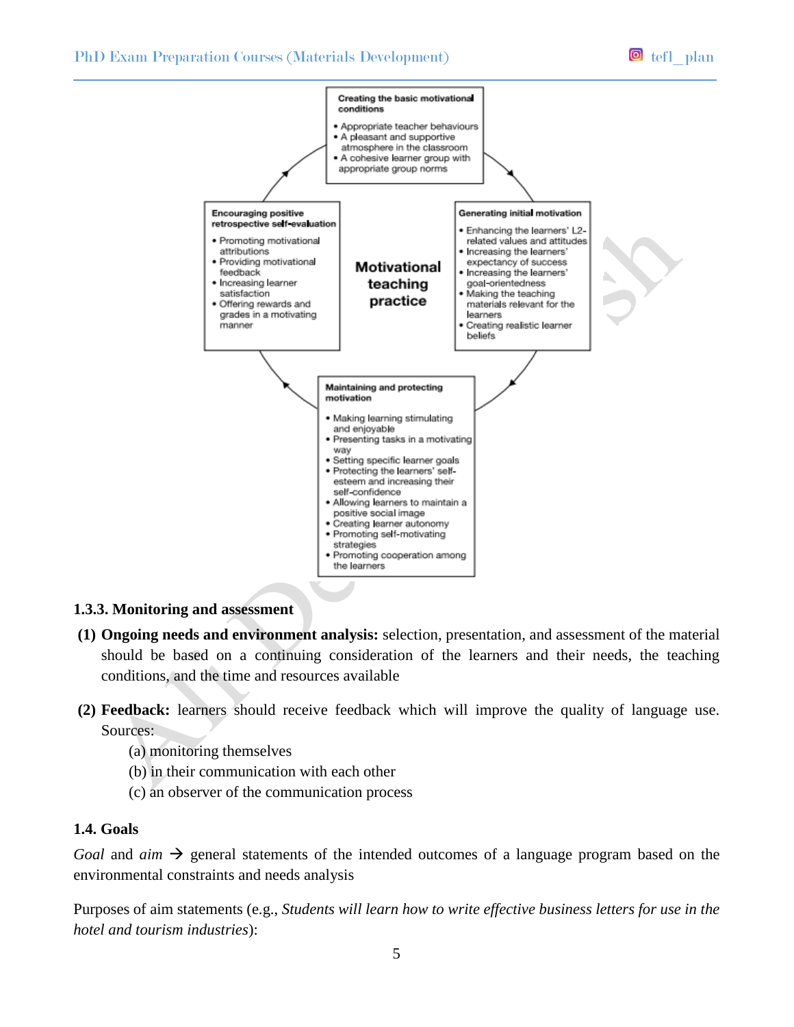**Creating the basic motivational conditions**

- Appropriate teacher behaviours
- A pleasant and supportive atmosphere in the classroom
- A cohesive learner group with appropriate group norms

**Generating initial motivation**

- Enhancing the learners' L2-related values and attitudes
- Increasing the learners' expectancy of success
- Increasing the learners' goal-orientedness
- Making the teaching materials relevant for the learners
- Creating realistic learner beliefs

**Motivational teaching practice**

**Maintaining and protecting motivation**

- Making learning stimulating and enjoyable
- Presenting tasks in a motivating way
- Setting specific learner goals
- Protecting the learners' self-esteem and increasing their self-confidence
- Allowing learners to maintain a positive social image
- Creating learner autonomy
- Promoting self-motivating strategies
- Promoting cooperation among the learners

**Encouraging positive retrospective self-evaluation**

- Promoting motivational attributions
- Providing motivational feedback
- Increasing learner satisfaction
- Offering rewards and grades in a motivating manner

### 1.3.3. Monitoring and assessment

**(1) Ongoing needs and environment analysis:** selection, presentation, and assessment of the material should be based on a continuing consideration of the learners and their needs, the teaching conditions, and the time and resources available

**(2) Feedback:** learners should receive feedback which will improve the quality of language use. Sources:

(a) monitoring themselves

(b) in their communication with each other

(c) an observer of the communication process

### 1.4. Goals

*Goal* and *aim* → general statements of the intended outcomes of a language program based on the environmental constraints and needs analysis

Purposes of aim statements (e.g., *Students will learn how to write effective business letters for use in the hotel and tourism industries*):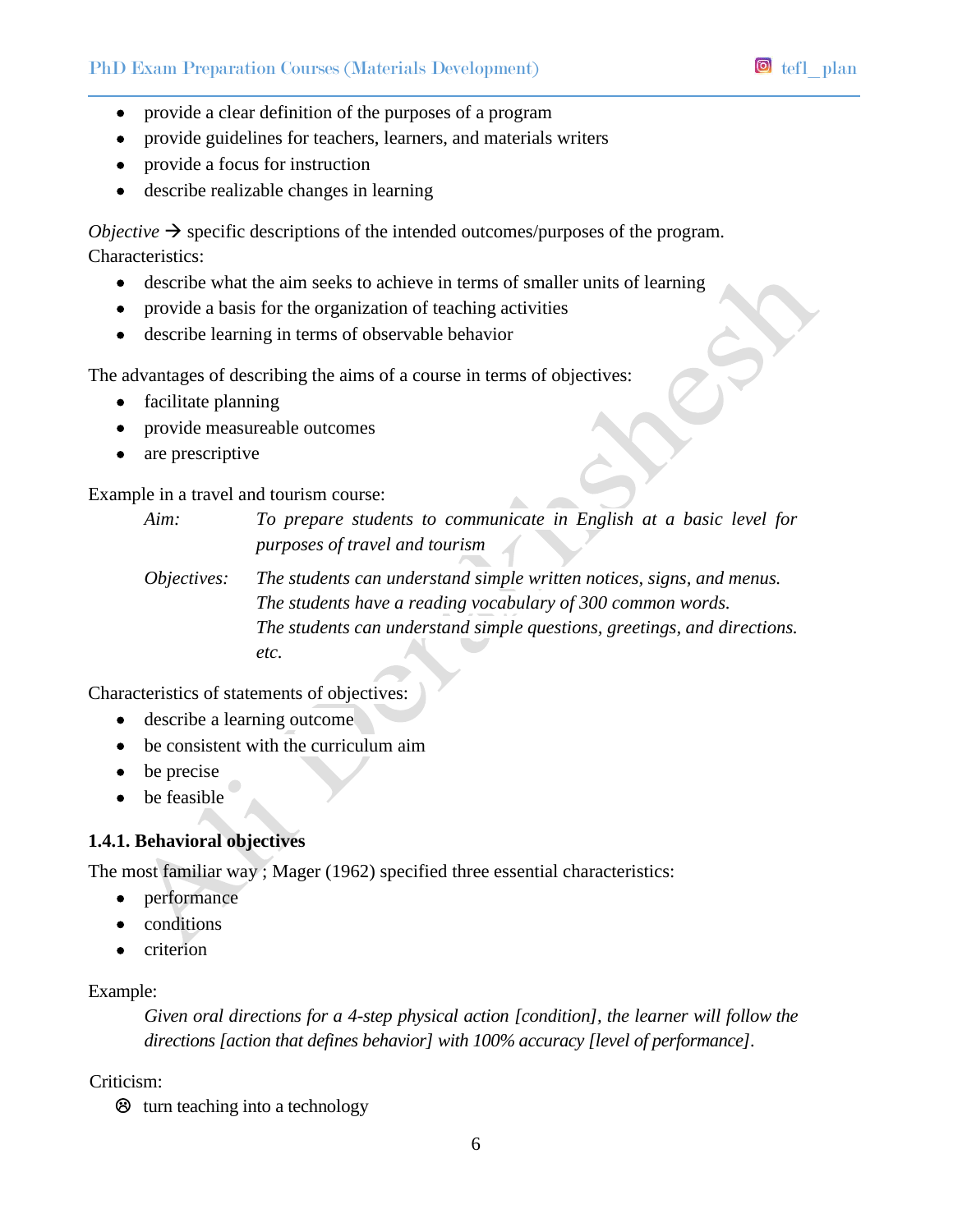- provide a clear definition of the purposes of a program
- provide guidelines for teachers, learners, and materials writers
- provide a focus for instruction
- describe realizable changes in learning

*Objective* → specific descriptions of the intended outcomes/purposes of the program.
Characteristics:

- describe what the aim seeks to achieve in terms of smaller units of learning
- provide a basis for the organization of teaching activities
- describe learning in terms of observable behavior

The advantages of describing the aims of a course in terms of objectives:

- facilitate planning
- provide measureable outcomes
- are prescriptive

Example in a travel and tourism course:

*Aim:* *To prepare students to communicate in English at a basic level for purposes of travel and tourism*

*Objectives:* *The students can understand simple written notices, signs, and menus.*
*The students have a reading vocabulary of 300 common words.*
*The students can understand simple questions, greetings, and directions.*
*etc.*

Characteristics of statements of objectives:

- describe a learning outcome
- be consistent with the curriculum aim
- be precise
- be feasible

### 1.4.1. Behavioral objectives

The most familiar way ; Mager (1962) specified three essential characteristics:

- performance
- conditions
- criterion

Example:

*Given oral directions for a 4-step physical action [condition], the learner will follow the directions [action that defines behavior] with 100% accuracy [level of performance].*

Criticism:

☹ turn teaching into a technology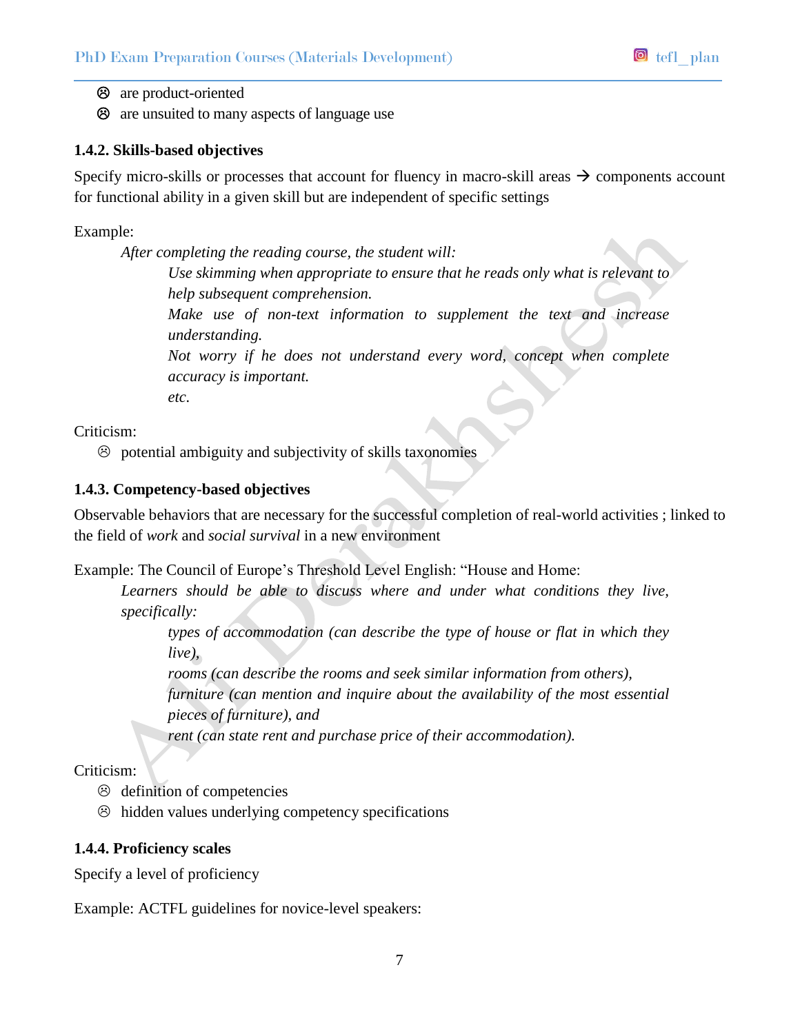- ☹ are product-oriented
- ☹ are unsuited to many aspects of language use

### 1.4.2. Skills-based objectives

Specify micro-skills or processes that account for fluency in macro-skill areas → components account for functional ability in a given skill but are independent of specific settings

Example:

> *After completing the reading course, the student will:*
>
> > *Use skimming when appropriate to ensure that he reads only what is relevant to help subsequent comprehension.*
> >
> > *Make use of non-text information to supplement the text and increase understanding.*
> >
> > *Not worry if he does not understand every word, concept when complete accuracy is important.*
> >
> > *etc.*

Criticism:

- ☹ potential ambiguity and subjectivity of skills taxonomies

### 1.4.3. Competency-based objectives

Observable behaviors that are necessary for the successful completion of real-world activities ; linked to the field of *work* and *social survival* in a new environment

Example: The Council of Europe's Threshold Level English: "House and Home:

> *Learners should be able to discuss where and under what conditions they live, specifically:*
>
> > *types of accommodation (can describe the type of house or flat in which they live),*
> >
> > *rooms (can describe the rooms and seek similar information from others),*
> >
> > *furniture (can mention and inquire about the availability of the most essential pieces of furniture), and*
> >
> > *rent (can state rent and purchase price of their accommodation).*

Criticism:

- ☹ definition of competencies
- ☹ hidden values underlying competency specifications

### 1.4.4. Proficiency scales

Specify a level of proficiency

Example: ACTFL guidelines for novice-level speakers: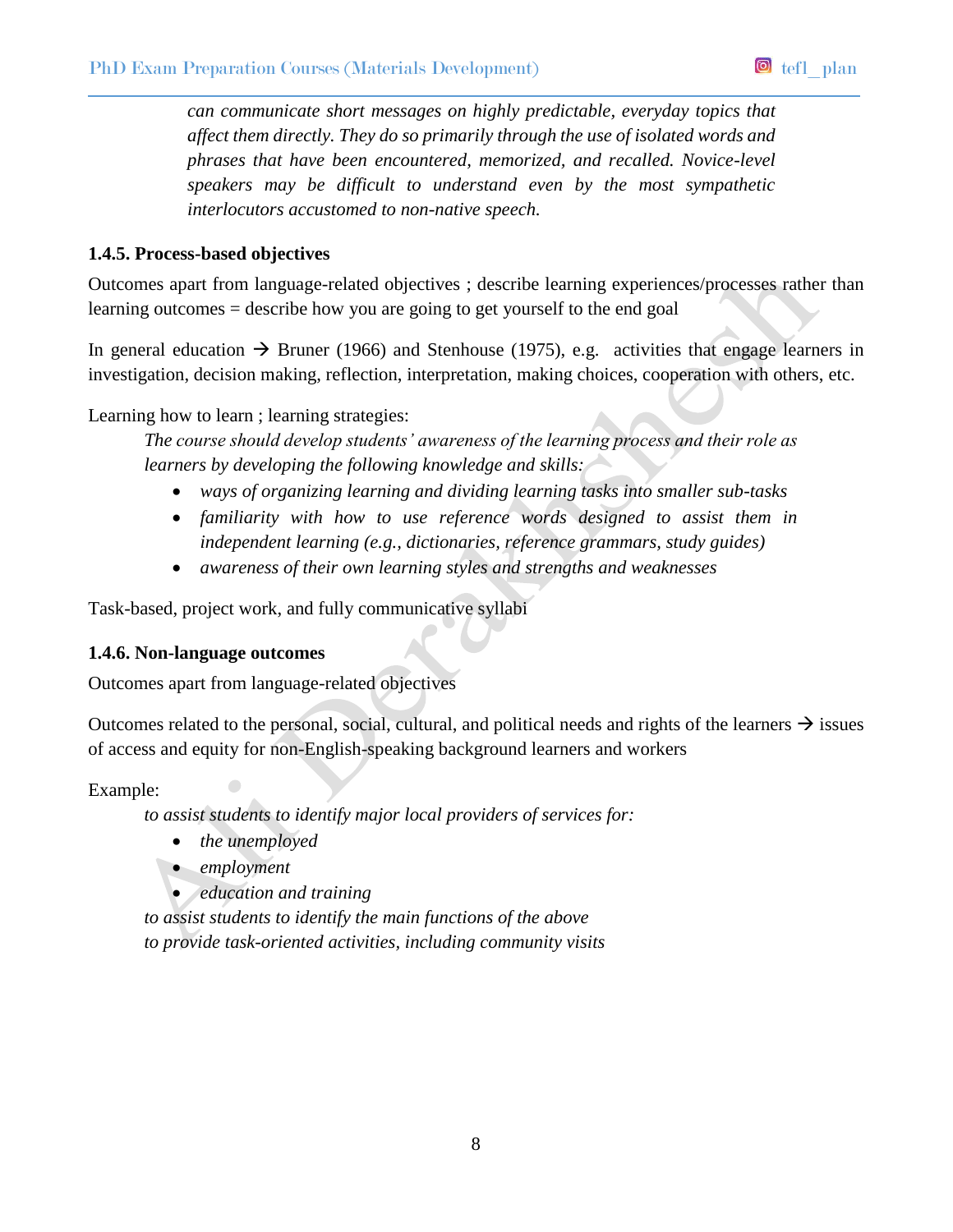*can communicate short messages on highly predictable, everyday topics that affect them directly. They do so primarily through the use of isolated words and phrases that have been encountered, memorized, and recalled. Novice-level speakers may be difficult to understand even by the most sympathetic interlocutors accustomed to non-native speech.*

### 1.4.5. Process-based objectives

Outcomes apart from language-related objectives ; describe learning experiences/processes rather than learning outcomes = describe how you are going to get yourself to the end goal

In general education → Bruner (1966) and Stenhouse (1975), e.g. activities that engage learners in investigation, decision making, reflection, interpretation, making choices, cooperation with others, etc.

Learning how to learn ; learning strategies:

> *The course should develop students' awareness of the learning process and their role as learners by developing the following knowledge and skills:*
>
> - *ways of organizing learning and dividing learning tasks into smaller sub-tasks*
> - *familiarity with how to use reference words designed to assist them in independent learning (e.g., dictionaries, reference grammars, study guides)*
> - *awareness of their own learning styles and strengths and weaknesses*

Task-based, project work, and fully communicative syllabi

### 1.4.6. Non-language outcomes

Outcomes apart from language-related objectives

Outcomes related to the personal, social, cultural, and political needs and rights of the learners → issues of access and equity for non-English-speaking background learners and workers

Example:

> *to assist students to identify major local providers of services for:*
>
> - *the unemployed*
> - *employment*
> - *education and training*
>
> *to assist students to identify the main functions of the above*
> *to provide task-oriented activities, including community visits*